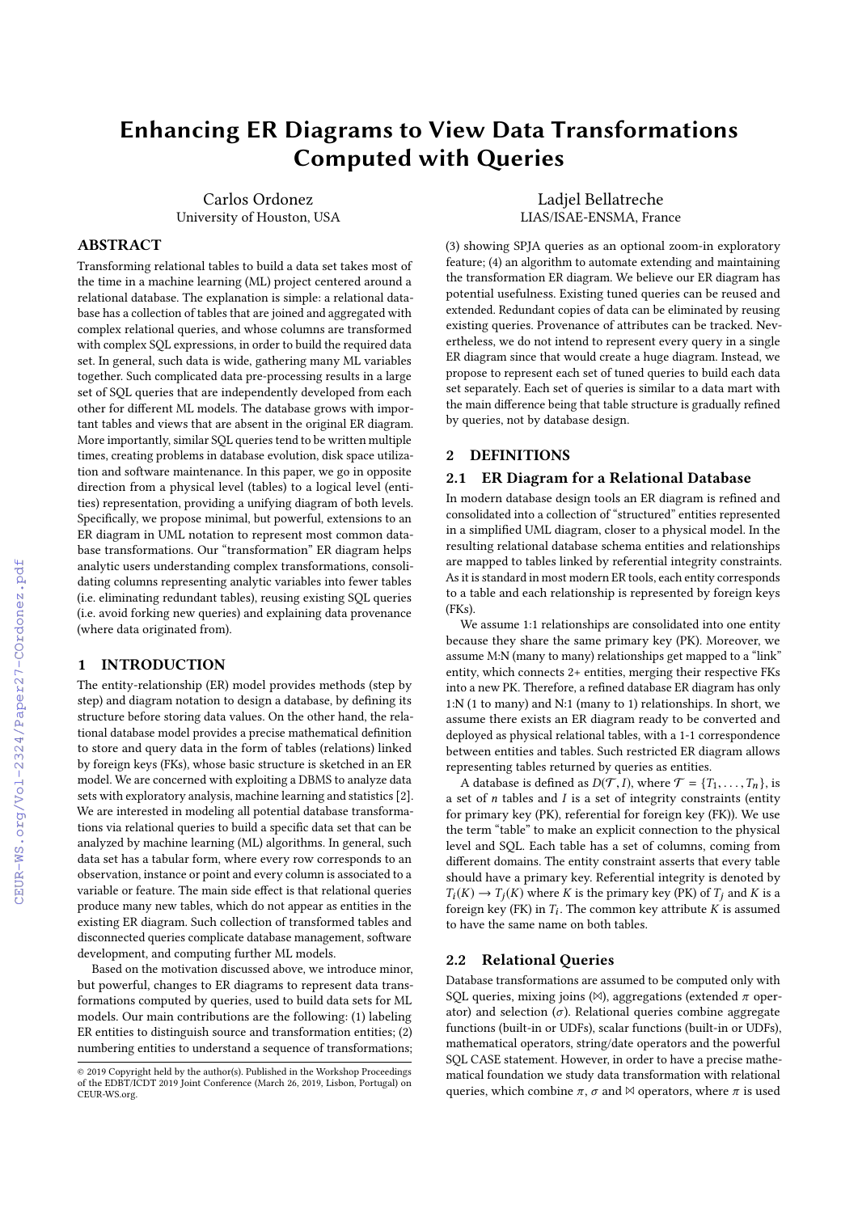# Enhancing ER Diagrams to View Data Transformations Computed with Queries

Carlos Ordonez
University of Houston, USA

Ladjel Bellatreche
LIAS/ISAE-ENSMA, France

## ABSTRACT

Transforming relational tables to build a data set takes most of the time in a machine learning (ML) project centered around a relational database. The explanation is simple: a relational database has a collection of tables that are joined and aggregated with complex relational queries, and whose columns are transformed with complex SQL expressions, in order to build the required data set. In general, such data is wide, gathering many ML variables together. Such complicated data pre-processing results in a large set of SQL queries that are independently developed from each other for different ML models. The database grows with important tables and views that are absent in the original ER diagram. More importantly, similar SQL queries tend to be written multiple times, creating problems in database evolution, disk space utilization and software maintenance. In this paper, we go in opposite direction from a physical level (tables) to a logical level (entities) representation, providing a unifying diagram of both levels. Specifically, we propose minimal, but powerful, extensions to an ER diagram in UML notation to represent most common database transformations. Our "transformation" ER diagram helps analytic users understanding complex transformations, consolidating columns representing analytic variables into fewer tables (i.e. eliminating redundant tables), reusing existing SQL queries (i.e. avoid forking new queries) and explaining data provenance (where data originated from).

## 1 INTRODUCTION

The entity-relationship (ER) model provides methods (step by step) and diagram notation to design a database, by defining its structure before storing data values. On the other hand, the relational database model provides a precise mathematical definition to store and query data in the form of tables (relations) linked by foreign keys (FKs), whose basic structure is sketched in an ER model. We are concerned with exploiting a DBMS to analyze data sets with exploratory analysis, machine learning and statistics [2]. We are interested in modeling all potential database transformations via relational queries to build a specific data set that can be analyzed by machine learning (ML) algorithms. In general, such data set has a tabular form, where every row corresponds to an observation, instance or point and every column is associated to a variable or feature. The main side effect is that relational queries produce many new tables, which do not appear as entities in the existing ER diagram. Such collection of transformed tables and disconnected queries complicate database management, software development, and computing further ML models.

Based on the motivation discussed above, we introduce minor, but powerful, changes to ER diagrams to represent data transformations computed by queries, used to build data sets for ML models. Our main contributions are the following: (1) labeling ER entities to distinguish source and transformation entities; (2) numbering entities to understand a sequence of transformations; (3) showing SPJA queries as an optional zoom-in exploratory feature; (4) an algorithm to automate extending and maintaining the transformation ER diagram. We believe our ER diagram has potential usefulness. Existing tuned queries can be reused and extended. Redundant copies of data can be eliminated by reusing existing queries. Provenance of attributes can be tracked. Nevertheless, we do not intend to represent every query in a single ER diagram since that would create a huge diagram. Instead, we propose to represent each set of tuned queries to build each data set separately. Each set of queries is similar to a data mart with the main difference being that table structure is gradually refined by queries, not by database design.

© 2019 Copyright held by the author(s). Published in the Workshop Proceedings of the EDBT/ICDT 2019 Joint Conference (March 26, 2019, Lisbon, Portugal) on CEUR-WS.org.

## 2 DEFINITIONS

### 2.1 ER Diagram for a Relational Database

In modern database design tools an ER diagram is refined and consolidated into a collection of "structured" entities represented in a simplified UML diagram, closer to a physical model. In the resulting relational database schema entities and relationships are mapped to tables linked by referential integrity constraints. As it is standard in most modern ER tools, each entity corresponds to a table and each relationship is represented by foreign keys (FKs).

We assume 1:1 relationships are consolidated into one entity because they share the same primary key (PK). Moreover, we assume M:N (many to many) relationships get mapped to a "link" entity, which connects 2+ entities, merging their respective FKs into a new PK. Therefore, a refined database ER diagram has only 1:N (1 to many) and N:1 (many to 1) relationships. In short, we assume there exists an ER diagram ready to be converted and deployed as physical relational tables, with a 1-1 correspondence between entities and tables. Such restricted ER diagram allows representing tables returned by queries as entities.

A database is defined as $D(\mathcal{T}, I)$, where $\mathcal{T} = \{T_1, \ldots, T_n\}$, is a set of $n$ tables and $I$ is a set of integrity constraints (entity for primary key (PK), referential for foreign key (FK)). We use the term "table" to make an explicit connection to the physical level and SQL. Each table has a set of columns, coming from different domains. The entity constraint asserts that every table should have a primary key. Referential integrity is denoted by $T_i(K) \rightarrow T_j(K)$ where $K$ is the primary key (PK) of $T_j$ and $K$ is a foreign key (FK) in $T_i$. The common key attribute $K$ is assumed to have the same name on both tables.

### 2.2 Relational Queries

Database transformations are assumed to be computed only with SQL queries, mixing joins ($\bowtie$), aggregations (extended $\pi$ operator) and selection ($\sigma$). Relational queries combine aggregate functions (built-in or UDFs), scalar functions (built-in or UDFs), mathematical operators, string/date operators and the powerful SQL CASE statement. However, in order to have a precise mathematical foundation we study data transformation with relational queries, which combine $\pi$, $\sigma$ and $\bowtie$ operators, where $\pi$ is used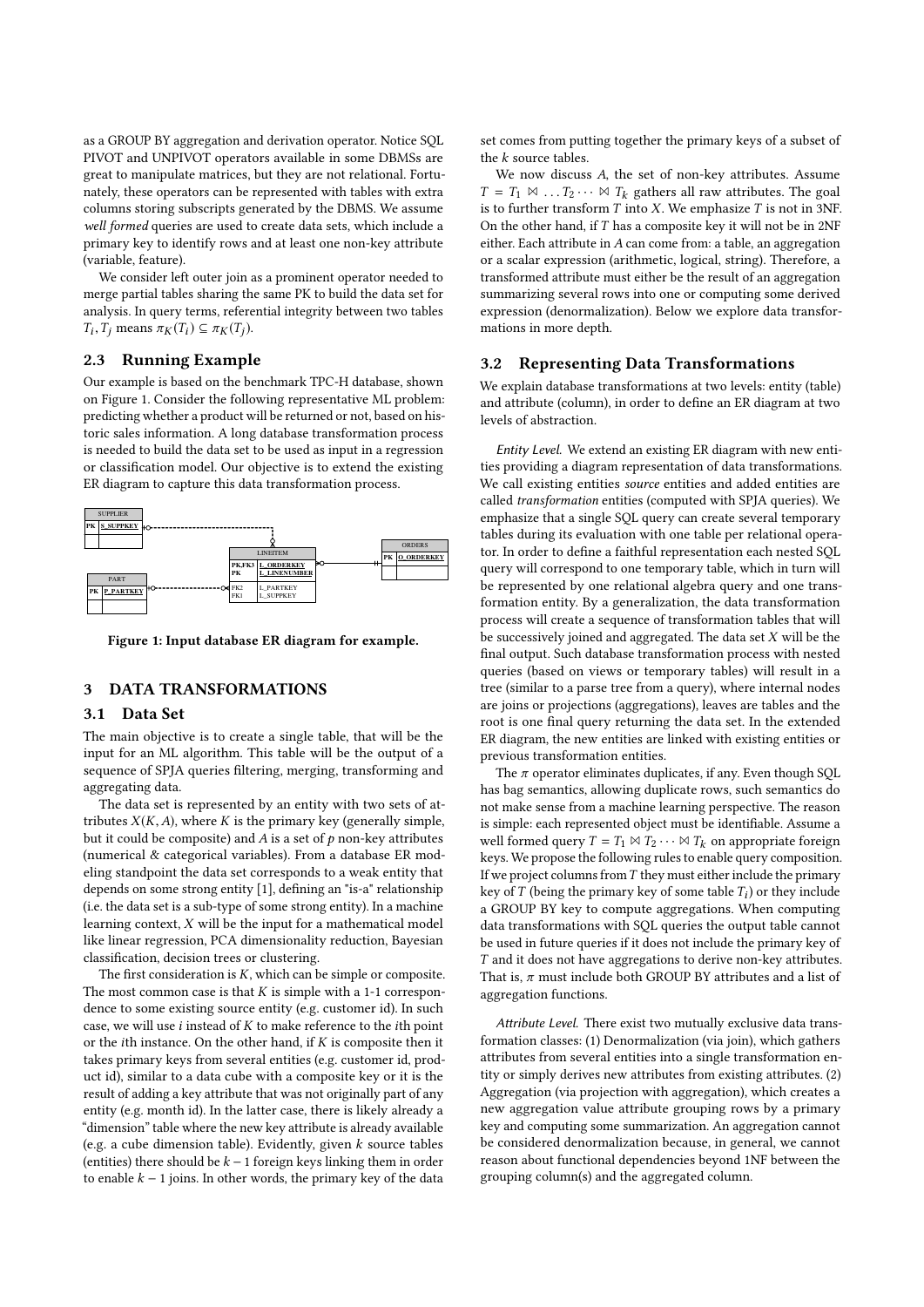as a GROUP BY aggregation and derivation operator. Notice SQL PIVOT and UNPIVOT operators available in some DBMSs are great to manipulate matrices, but they are not relational. Fortunately, these operators can be represented with tables with extra columns storing subscripts generated by the DBMS. We assume *well formed* queries are used to create data sets, which include a primary key to identify rows and at least one non-key attribute (variable, feature).

We consider left outer join as a prominent operator needed to merge partial tables sharing the same PK to build the data set for analysis. In query terms, referential integrity between two tables $T_i, T_j$ means $\pi_K(T_i) \subseteq \pi_K(T_j)$.

### 2.3 Running Example

Our example is based on the benchmark TPC-H database, shown on Figure 1. Consider the following representative ML problem: predicting whether a product will be returned or not, based on historic sales information. A long database transformation process is needed to build the data set to be used as input in a regression or classification model. Our objective is to extend the existing ER diagram to capture this data transformation process.

Figure 1: Input database ER diagram for example.

## 3 DATA TRANSFORMATIONS

### 3.1 Data Set

The main objective is to create a single table, that will be the input for an ML algorithm. This table will be the output of a sequence of SPJA queries filtering, merging, transforming and aggregating data.

The data set is represented by an entity with two sets of attributes $X(K, A)$, where $K$ is the primary key (generally simple, but it could be composite) and $A$ is a set of $p$ non-key attributes (numerical & categorical variables). From a database ER modeling standpoint the data set corresponds to a weak entity that depends on some strong entity [1], defining an "is-a" relationship (i.e. the data set is a sub-type of some strong entity). In a machine learning context, $X$ will be the input for a mathematical model like linear regression, PCA dimensionality reduction, Bayesian classification, decision trees or clustering.

The first consideration is $K$, which can be simple or composite. The most common case is that $K$ is simple with a 1-1 correspondence to some existing source entity (e.g. customer id). In such case, we will use $i$ instead of $K$ to make reference to the $i$th point or the $i$th instance. On the other hand, if $K$ is composite then it takes primary keys from several entities (e.g. customer id, product id), similar to a data cube with a composite key or it is the result of adding a key attribute that was not originally part of any entity (e.g. month id). In the latter case, there is likely already a "dimension" table where the new key attribute is already available (e.g. a cube dimension table). Evidently, given $k$ source tables (entities) there should be $k-1$ foreign keys linking them in order to enable $k-1$ joins. In other words, the primary key of the data set comes from putting together the primary keys of a subset of the $k$ source tables.

We now discuss $A$, the set of non-key attributes. Assume $T = T_1 \bowtie \ldots T_2 \cdots \bowtie T_k$ gathers all raw attributes. The goal is to further transform $T$ into $X$. We emphasize $T$ is not in 3NF. On the other hand, if $T$ has a composite key it will not be in 2NF either. Each attribute in $A$ can come from: a table, an aggregation or a scalar expression (arithmetic, logical, string). Therefore, a transformed attribute must either be the result of an aggregation summarizing several rows into one or computing some derived expression (denormalization). Below we explore data transformations in more depth.

### 3.2 Representing Data Transformations

We explain database transformations at two levels: entity (table) and attribute (column), in order to define an ER diagram at two levels of abstraction.

*Entity Level.* We extend an existing ER diagram with new entities providing a diagram representation of data transformations. We call existing entities *source* entities and added entities are called *transformation* entities (computed with SPJA queries). We emphasize that a single SQL query can create several temporary tables during its evaluation with one table per relational operator. In order to define a faithful representation each nested SQL query will correspond to one temporary table, which in turn will be represented by one relational algebra query and one transformation entity. By a generalization, the data transformation process will create a sequence of transformation tables that will be successively joined and aggregated. The data set $X$ will be the final output. Such database transformation process with nested queries (based on views or temporary tables) will result in a tree (similar to a parse tree from a query), where internal nodes are joins or projections (aggregations), leaves are tables and the root is one final query returning the data set. In the extended ER diagram, the new entities are linked with existing entities or previous transformation entities.

The $\pi$ operator eliminates duplicates, if any. Even though SQL has bag semantics, allowing duplicate rows, such semantics do not make sense from a machine learning perspective. The reason is simple: each represented object must be identifiable. Assume a well formed query $T = T_1 \bowtie T_2 \cdots \bowtie T_k$ on appropriate foreign keys. We propose the following rules to enable query composition. If we project columns from $T$ they must either include the primary key of $T$ (being the primary key of some table $T_i$) or they include a GROUP BY key to compute aggregations. When computing data transformations with SQL queries the output table cannot be used in future queries if it does not include the primary key of $T$ and it does not have aggregations to derive non-key attributes. That is, $\pi$ must include both GROUP BY attributes and a list of aggregation functions.

*Attribute Level.* There exist two mutually exclusive data transformation classes: (1) Denormalization (via join), which gathers attributes from several entities into a single transformation entity or simply derives new attributes from existing attributes. (2) Aggregation (via projection with aggregation), which creates a new aggregation value attribute grouping rows by a primary key and computing some summarization. An aggregation cannot be considered denormalization because, in general, we cannot reason about functional dependencies beyond 1NF between the grouping column(s) and the aggregated column.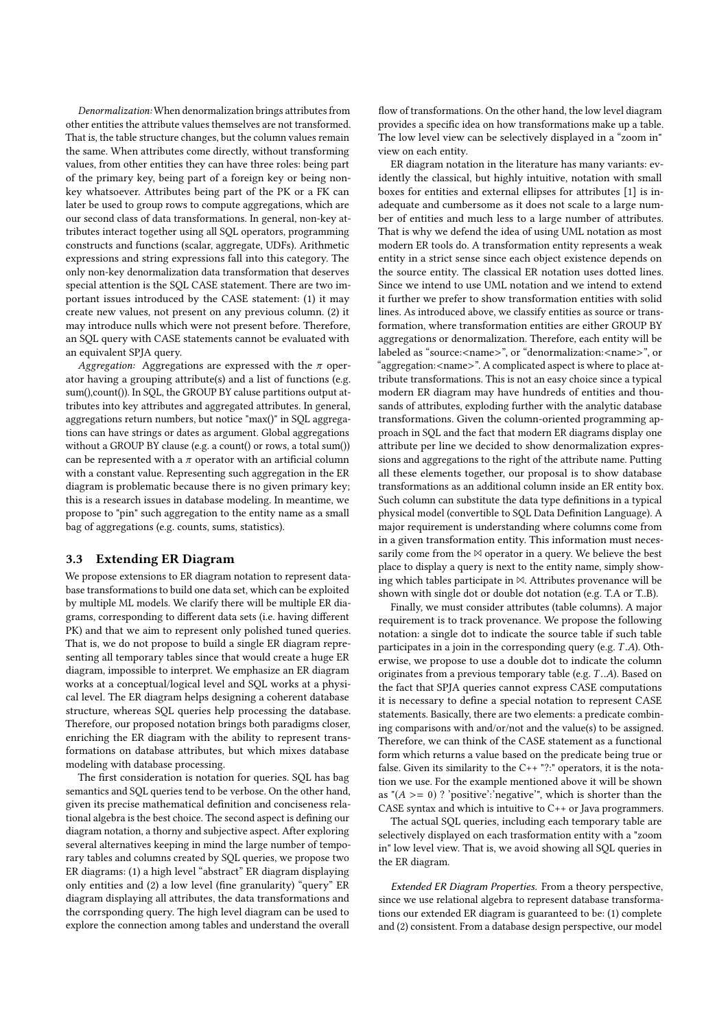*Denormalization:* When denormalization brings attributes from other entities the attribute values themselves are not transformed. That is, the table structure changes, but the column values remain the same. When attributes come directly, without transforming values, from other entities they can have three roles: being part of the primary key, being part of a foreign key or being non-key whatsoever. Attributes being part of the PK or a FK can later be used to group rows to compute aggregations, which are our second class of data transformations. In general, non-key attributes interact together using all SQL operators, programming constructs and functions (scalar, aggregate, UDFs). Arithmetic expressions and string expressions fall into this category. The only non-key denormalization data transformation that deserves special attention is the SQL CASE statement. There are two important issues introduced by the CASE statement: (1) it may create new values, not present on any previous column. (2) it may introduce nulls which were not present before. Therefore, an SQL query with CASE statements cannot be evaluated with an equivalent SPJA query.

*Aggregation:* Aggregations are expressed with the $\pi$ operator having a grouping attribute(s) and a list of functions (e.g. sum(),count()). In SQL, the GROUP BY caluse partitions output attributes into key attributes and aggregated attributes. In general, aggregations return numbers, but notice "max()" in SQL aggregations can have strings or dates as argument. Global aggregations without a GROUP BY clause (e.g. a count() or rows, a total sum()) can be represented with a $\pi$ operator with an artificial column with a constant value. Representing such aggregation in the ER diagram is problematic because there is no given primary key; this is a research issues in database modeling. In meantime, we propose to "pin" such aggregation to the entity name as a small bag of aggregations (e.g. counts, sums, statistics).

### 3.3 Extending ER Diagram

We propose extensions to ER diagram notation to represent database transformations to build one data set, which can be exploited by multiple ML models. We clarify there will be multiple ER diagrams, corresponding to different data sets (i.e. having different PK) and that we aim to represent only polished tuned queries. That is, we do not propose to build a single ER diagram representing all temporary tables since that would create a huge ER diagram, impossible to interpret. We emphasize an ER diagram works at a conceptual/logical level and SQL works at a physical level. The ER diagram helps designing a coherent database structure, whereas SQL queries help processing the database. Therefore, our proposed notation brings both paradigms closer, enriching the ER diagram with the ability to represent transformations on database attributes, but which mixes database modeling with database processing.

The first consideration is notation for queries. SQL has bag semantics and SQL queries tend to be verbose. On the other hand, given its precise mathematical definition and conciseness relational algebra is the best choice. The second aspect is defining our diagram notation, a thorny and subjective aspect. After exploring several alternatives keeping in mind the large number of temporary tables and columns created by SQL queries, we propose two ER diagrams: (1) a high level "abstract" ER diagram displaying only entities and (2) a low level (fine granularity) "query" ER diagram displaying all attributes, the data transformations and the corrsponding query. The high level diagram can be used to explore the connection among tables and understand the overall flow of transformations. On the other hand, the low level diagram provides a specific idea on how transformations make up a table. The low level view can be selectively displayed in a "zoom in" view on each entity.

ER diagram notation in the literature has many variants: evidently the classical, but highly intuitive, notation with small boxes for entities and external ellipses for attributes [1] is inadequate and cumbersome as it does not scale to a large number of entities and much less to a large number of attributes. That is why we defend the idea of using UML notation as most modern ER tools do. A transformation entity represents a weak entity in a strict sense since each object existence depends on the source entity. The classical ER notation uses dotted lines. Since we intend to use UML notation and we intend to extend it further we prefer to show transformation entities with solid lines. As introduced above, we classify entities as source or transformation, where transformation entities are either GROUP BY aggregations or denormalization. Therefore, each entity will be labeled as "source:<name>", or "denormalization:<name>", or "aggregation:<name>". A complicated aspect is where to place attribute transformations. This is not an easy choice since a typical modern ER diagram may have hundreds of entities and thousands of attributes, exploding further with the analytic database transformations. Given the column-oriented programming approach in SQL and the fact that modern ER diagrams display one attribute per line we decided to show denormalization expressions and aggregations to the right of the attribute name. Putting all these elements together, our proposal is to show database transformations as an additional column inside an ER entity box. Such column can substitute the data type definitions in a typical physical model (convertible to SQL Data Definition Language). A major requirement is understanding where columns come from in a given transformation entity. This information must necessarily come from the $\bowtie$ operator in a query. We believe the best place to display a query is next to the entity name, simply showing which tables participate in $\bowtie$. Attributes provenance will be shown with single dot or double dot notation (e.g. T.A or T..B).

Finally, we must consider attributes (table columns). A major requirement is to track provenance. We propose the following notation: a single dot to indicate the source table if such table participates in a join in the corresponding query (e.g. $T.A$). Otherwise, we propose to use a double dot to indicate the column originates from a previous temporary table (e.g. $T..A$). Based on the fact that SPJA queries cannot express CASE computations it is necessary to define a special notation to represent CASE statements. Basically, there are two elements: a predicate combining comparisons with and/or/not and the value(s) to be assigned. Therefore, we can think of the CASE statement as a functional form which returns a value based on the predicate being true or false. Given its similarity to the C++ "?:" operators, it is the notation we use. For the example mentioned above it will be shown as "$(A >= 0)$ ? 'positive':'negative'", which is shorter than the CASE syntax and which is intuitive to C++ or Java programmers.

The actual SQL queries, including each temporary table are selectively displayed on each trasformation entity with a "zoom in" low level view. That is, we avoid showing all SQL queries in the ER diagram.

*Extended ER Diagram Properties.* From a theory perspective, since we use relational algebra to represent database transformations our extended ER diagram is guaranteed to be: (1) complete and (2) consistent. From a database design perspective, our model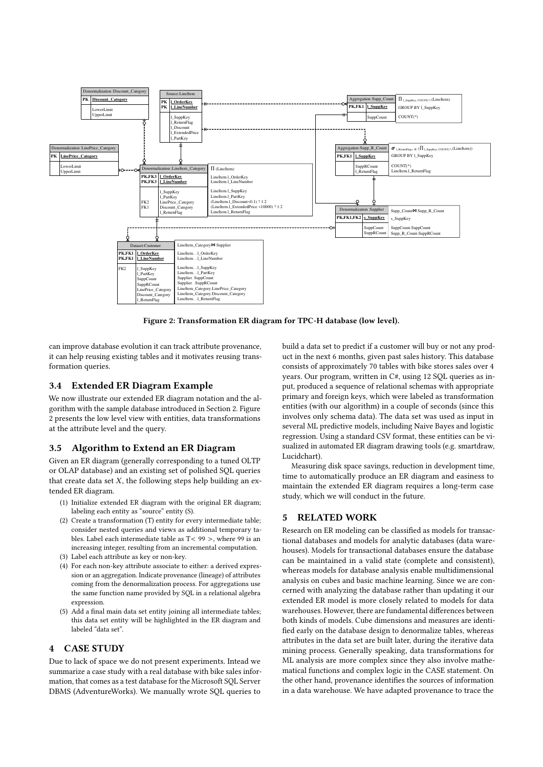**Figure 2: Transformation ER diagram for TPC-H database (low level).**

can improve database evolution it can track attribute provenance, it can help reusing existing tables and it motivates reusing transformation queries.

## 3.4 Extended ER Diagram Example

We now illustrate our extended ER diagram notation and the algorithm with the sample database introduced in Section 2. Figure 2 presents the low level view with entities, data transformations at the attribute level and the query.

## 3.5 Algorithm to Extend an ER Diagram

Given an ER diagram (generally corresponding to a tuned OLTP or OLAP database) and an existing set of polished SQL queries that create data set $X$, the following steps help building an extended ER diagram.

1. Initialize extended ER diagram with the original ER diagram; labeling each entity as "source" entity (S).
2. Create a transformation (T) entity for every intermediate table; consider nested queries and views as additional temporary tables. Label each intermediate table as T< 99 >, where 99 is an increasing integer, resulting from an incremental computation.
3. Label each attribute as key or non-key.
4. For each non-key attribute associate to either: a derived expression or an aggregation. Indicate provenance (lineage) of attributes coming from the denormalization process. For aggregations use the same function name provided by SQL in a relational algebra expression.
5. Add a final main data set entity joining all intermediate tables; this data set entity will be highlighted in the ER diagram and labeled "data set".

# 4 CASE STUDY

Due to lack of space we do not present experiments. Intead we summarize a case study with a real database with bike sales information, that comes as a test database for the Microsoft SQL Server DBMS (AdventureWorks). We manually wrote SQL queries to build a data set to predict if a customer will buy or not any product in the next 6 months, given past sales history. This database consists of approximately 70 tables with bike stores sales over 4 years. Our program, written in C#, using 12 SQL queries as input, produced a sequence of relational schemas with appropriate primary and foreign keys, which were labeled as transformation entities (with our algorithm) in a couple of seconds (since this involves only schema data). The data set was used as input in several ML predictive models, including Naive Bayes and logistic regression. Using a standard CSV format, these entities can be visualized in automated ER diagram drawing tools (e.g. smartdraw, Lucidchart).

Measuring disk space savings, reduction in development time, time to automatically produce an ER diagram and easiness to maintain the extended ER diagram requires a long-term case study, which we will conduct in the future.

# 5 RELATED WORK

Research on ER modeling can be classified as models for transactional databases and models for analytic databases (data warehouses). Models for transactional databases ensure the database can be maintained in a valid state (complete and consistent), whereas models for database analysis enable multidimensional analysis on cubes and basic machine learning. Since we are concerned with analyzing the database rather than updating it our extended ER model is more closely related to models for data warehouses. However, there are fundamental differences between both kinds of models. Cube dimensions and measures are identified early on the database design to denormalize tables, whereas attributes in the data set are built later, during the iterative data mining process. Generally speaking, data transformations for ML analysis are more complex since they also involve mathematical functions and complex logic in the CASE statement. On the other hand, provenance identifies the sources of information in a data warehouse. We have adapted provenance to trace the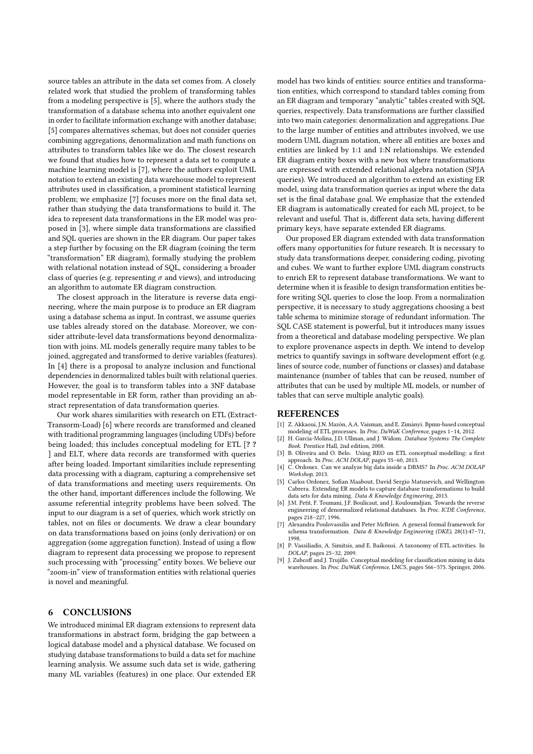source tables an attribute in the data set comes from. A closely related work that studied the problem of transforming tables from a modeling perspective is [5], where the authors study the transformation of a database schema into another equivalent one in order to facilitate information exchange with another database; [5] compares alternatives schemas, but does not consider queries combining aggregations, denormalization and math functions on attributes to transform tables like we do. The closest research we found that studies how to represent a data set to compute a machine learning model is [7], where the authors exploit UML notation to extend an existing data warehouse model to represent attributes used in classification, a prominent statistical learning problem; we emphasize [7] focuses more on the final data set, rather than studying the data transformations to build it. The idea to represent data transformations in the ER model was proposed in [3], where simple data transformations are classified and SQL queries are shown in the ER diagram. Our paper takes a step further by focusing on the ER diagram (coining the term "transformation" ER diagram), formally studying the problem with relational notation instead of SQL, considering a broader class of queries (e.g. representing $\sigma$ and views), and introducing an algorithm to automate ER diagram construction.

The closest approach in the literature is reverse data engineering, where the main purpose is to produce an ER diagram using a database schema as input. In contrast, we assume queries use tables already stored on the database. Moreover, we consider attribute-level data transformations beyond denormalization with joins. ML models generally require many tables to be joined, aggregated and transformed to derive variables (features). In [4] there is a proposal to analyze inclusion and functional dependencies in denormalized tables built with relational queries. However, the goal is to transform tables into a 3NF database model representable in ER form, rather than providing an abstract representation of data transformation queries.

Our work shares similarities with research on ETL (Extract-Transorm-Load) [6] where records are transformed and cleaned with traditional programming languages (including UDFs) before being loaded; this includes conceptual modeling for ETL [? ? ] and ELT, where data records are transformed with queries after being loaded. Important similarities include representing data processing with a diagram, capturing a comprehensive set of data transformations and meeting users requirements. On the other hand, important differences include the following. We assume referential integrity problems have been solved. The input to our diagram is a set of queries, which work strictly on tables, not on files or documents. We draw a clear boundary on data transformations based on joins (only derivation) or on aggregation (some aggregation function). Instead of using a flow diagram to represent data processing we propose to represent such processing with "processing" entity boxes. We believe our "zoom-in" view of transformation entities with relational queries is novel and meaningful.

## 6 CONCLUSIONS

We introduced minimal ER diagram extensions to represent data transformations in abstract form, bridging the gap between a logical database model and a physical database. We focused on studying database transformations to build a data set for machine learning analysis. We assume such data set is wide, gathering many ML variables (features) in one place. Our extended ER model has two kinds of entities: source entities and transformation entities, which correspond to standard tables coming from an ER diagram and temporary "analytic" tables created with SQL queries, respectively. Data transformations are further classified into two main categories: denormalization and aggregations. Due to the large number of entities and attributes involved, we use modern UML diagram notation, where all entities are boxes and entities are linked by 1:1 and 1:N relationships. We extended ER diagram entity boxes with a new box where transformations are expressed with extended relational algebra notation (SPJA queries). We introduced an algorithm to extend an existing ER model, using data transformation queries as input where the data set is the final database goal. We emphasize that the extended ER diagram is automatically created for each ML project, to be relevant and useful. That is, different data sets, having different primary keys, have separate extended ER diagrams.

Our proposed ER diagram extended with data transformation offers many opportunities for future research. It is necessary to study data transformations deeper, considering coding, pivoting and cubes. We want to further explore UML diagram constructs to enrich ER to represent database transformations. We want to determine when it is feasible to design transformation entities before writing SQL queries to close the loop. From a normalization perspective, it is necessary to study aggregations choosing a best table schema to minimize storage of redundant information. The SQL CASE statement is powerful, but it introduces many issues from a theoretical and database modeling perspective. We plan to explore provenance aspects in depth. We intend to develop metrics to quantify savings in software development effort (e.g. lines of source code, number of functions or classes) and database maintenance (number of tables that can be reused, number of attributes that can be used by multiple ML models, or number of tables that can serve multiple analytic goals).

## REFERENCES

[1] Z. Akkaoui, J.N. Mazón, A.A. Vaisman, and E. Zimányi. Bpmn-based conceptual modeling of ETL processes. In *Proc. DaWaK Conference*, pages 1–14, 2012.

[2] H. Garcia-Molina, J.D. Ullman, and J. Widom. *Database Systems: The Complete Book*. Prentice Hall, 2nd edition, 2008.

[3] B. Oliveira and O. Belo. Using REO on ETL conceptual modelling: a first approach. In *Proc. ACM DOLAP*, pages 55–60, 2013.

[4] C. Ordonez. Can we analyze big data inside a DBMS? In *Proc. ACM DOLAP Workshop*, 2013.

[5] Carlos Ordonez, Sofian Maabout, David Sergio Matusevich, and Wellington Cabrera. Extending ER models to capture database transformations to build data sets for data mining. *Data & Knowledge Engineering*, 2013.

[6] J.M. Petit, F. Toumani, J.F. Boulicaut, and J. Kouloumdjian. Towards the reverse engineering of denormalized relational databases. In *Proc. ICDE Conference*, pages 218–227, 1996.

[7] Alexandra Poulovassilis and Peter McBrien. A general formal framework for schema transformation. *Data & Knowledge Engineering (DKE)*, 28(1):47–71, 1998.

[8] P. Vassiliadis, A. Simitsis, and E. Baikousi. A taxonomy of ETL activities. In *DOLAP*, pages 25–32, 2009.

[9] J. Zubcoff and J. Trujillo. Conceptual modeling for classification mining in data warehouses. In *Proc. DaWaK Conference*, LNCS, pages 566–575. Springer, 2006.